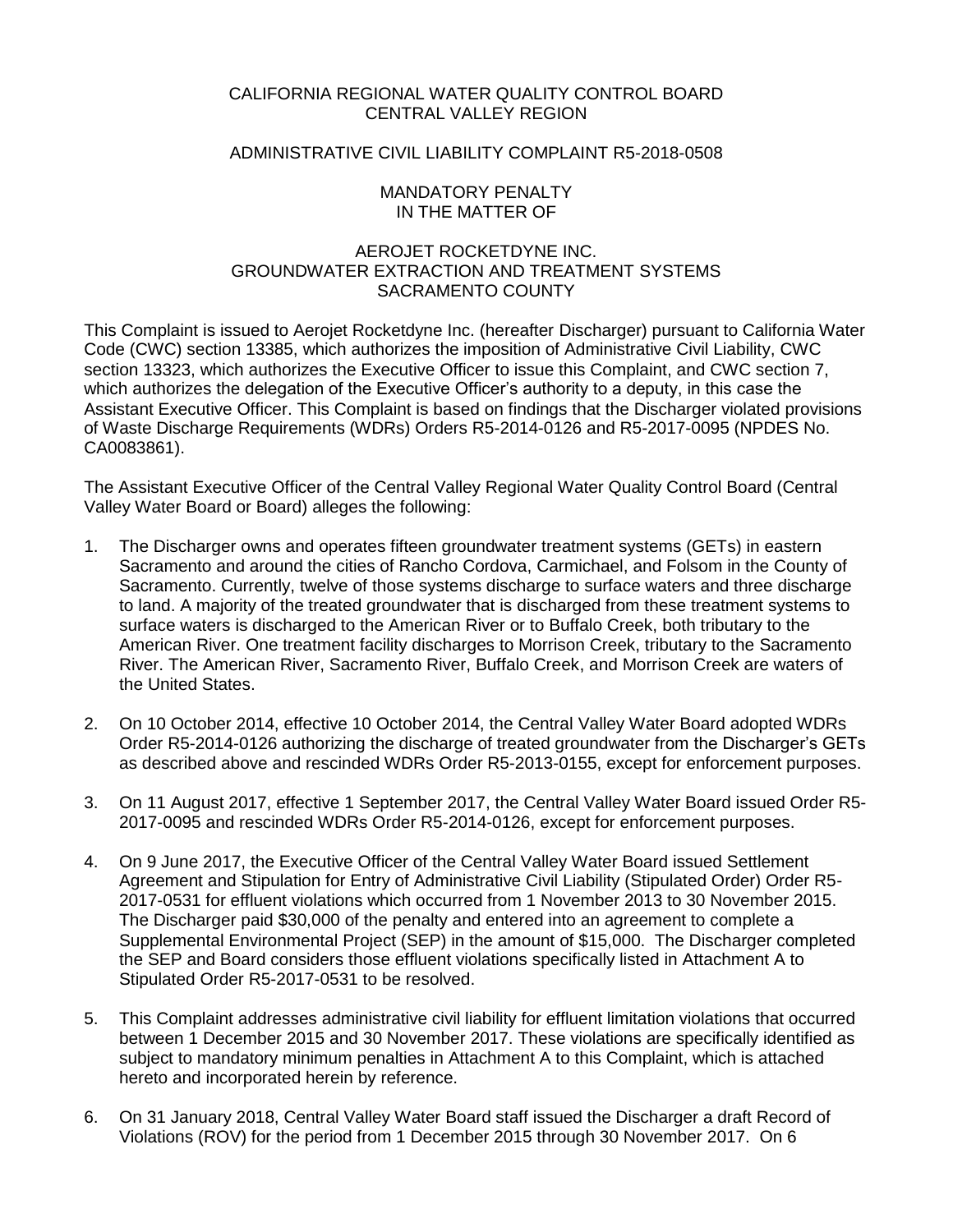CALIFORNIA REGIONAL WATER QUALITY CONTROL BOARD
CENTRAL VALLEY REGION

ADMINISTRATIVE CIVIL LIABILITY COMPLAINT R5-2018-0508

MANDATORY PENALTY
IN THE MATTER OF

AEROJET ROCKETDYNE INC.
GROUNDWATER EXTRACTION AND TREATMENT SYSTEMS
SACRAMENTO COUNTY

This Complaint is issued to Aerojet Rocketdyne Inc. (hereafter Discharger) pursuant to California Water Code (CWC) section 13385, which authorizes the imposition of Administrative Civil Liability, CWC section 13323, which authorizes the Executive Officer to issue this Complaint, and CWC section 7, which authorizes the delegation of the Executive Officer's authority to a deputy, in this case the Assistant Executive Officer. This Complaint is based on findings that the Discharger violated provisions of Waste Discharge Requirements (WDRs) Orders R5-2014-0126 and R5-2017-0095 (NPDES No. CA0083861).

The Assistant Executive Officer of the Central Valley Regional Water Quality Control Board (Central Valley Water Board or Board) alleges the following:

1. The Discharger owns and operates fifteen groundwater treatment systems (GETs) in eastern Sacramento and around the cities of Rancho Cordova, Carmichael, and Folsom in the County of Sacramento. Currently, twelve of those systems discharge to surface waters and three discharge to land. A majority of the treated groundwater that is discharged from these treatment systems to surface waters is discharged to the American River or to Buffalo Creek, both tributary to the American River. One treatment facility discharges to Morrison Creek, tributary to the Sacramento River. The American River, Sacramento River, Buffalo Creek, and Morrison Creek are waters of the United States.

2. On 10 October 2014, effective 10 October 2014, the Central Valley Water Board adopted WDRs Order R5-2014-0126 authorizing the discharge of treated groundwater from the Discharger's GETs as described above and rescinded WDRs Order R5-2013-0155, except for enforcement purposes.

3. On 11 August 2017, effective 1 September 2017, the Central Valley Water Board issued Order R5-2017-0095 and rescinded WDRs Order R5-2014-0126, except for enforcement purposes.

4. On 9 June 2017, the Executive Officer of the Central Valley Water Board issued Settlement Agreement and Stipulation for Entry of Administrative Civil Liability (Stipulated Order) Order R5-2017-0531 for effluent violations which occurred from 1 November 2013 to 30 November 2015. The Discharger paid $30,000 of the penalty and entered into an agreement to complete a Supplemental Environmental Project (SEP) in the amount of $15,000. The Discharger completed the SEP and Board considers those effluent violations specifically listed in Attachment A to Stipulated Order R5-2017-0531 to be resolved.

5. This Complaint addresses administrative civil liability for effluent limitation violations that occurred between 1 December 2015 and 30 November 2017. These violations are specifically identified as subject to mandatory minimum penalties in Attachment A to this Complaint, which is attached hereto and incorporated herein by reference.

6. On 31 January 2018, Central Valley Water Board staff issued the Discharger a draft Record of Violations (ROV) for the period from 1 December 2015 through 30 November 2017. On 6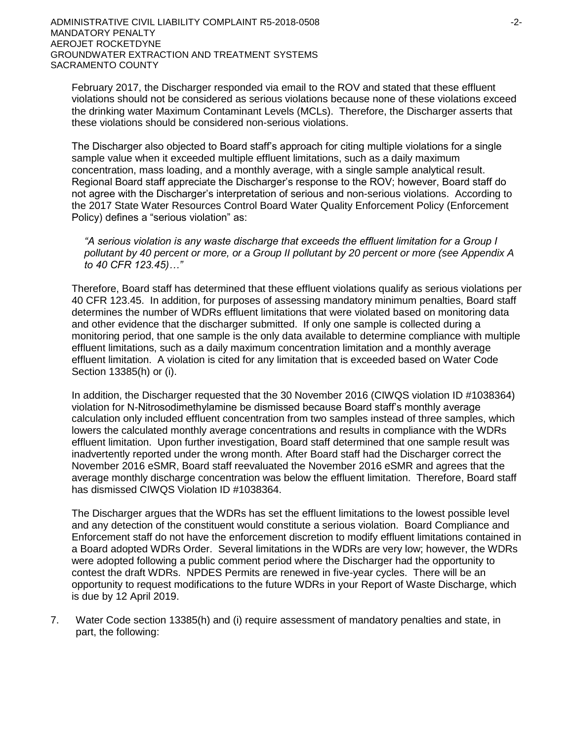February 2017, the Discharger responded via email to the ROV and stated that these effluent violations should not be considered as serious violations because none of these violations exceed the drinking water Maximum Contaminant Levels (MCLs). Therefore, the Discharger asserts that these violations should be considered non-serious violations.

The Discharger also objected to Board staff's approach for citing multiple violations for a single sample value when it exceeded multiple effluent limitations, such as a daily maximum concentration, mass loading, and a monthly average, with a single sample analytical result. Regional Board staff appreciate the Discharger's response to the ROV; however, Board staff do not agree with the Discharger's interpretation of serious and non-serious violations. According to the 2017 State Water Resources Control Board Water Quality Enforcement Policy (Enforcement Policy) defines a "serious violation" as:

> *"A serious violation is any waste discharge that exceeds the effluent limitation for a Group I pollutant by 40 percent or more, or a Group II pollutant by 20 percent or more (see Appendix A to 40 CFR 123.45)…"*

Therefore, Board staff has determined that these effluent violations qualify as serious violations per 40 CFR 123.45. In addition, for purposes of assessing mandatory minimum penalties, Board staff determines the number of WDRs effluent limitations that were violated based on monitoring data and other evidence that the discharger submitted. If only one sample is collected during a monitoring period, that one sample is the only data available to determine compliance with multiple effluent limitations, such as a daily maximum concentration limitation and a monthly average effluent limitation. A violation is cited for any limitation that is exceeded based on Water Code Section 13385(h) or (i).

In addition, the Discharger requested that the 30 November 2016 (CIWQS violation ID #1038364) violation for N-Nitrosodimethylamine be dismissed because Board staff's monthly average calculation only included effluent concentration from two samples instead of three samples, which lowers the calculated monthly average concentrations and results in compliance with the WDRs effluent limitation. Upon further investigation, Board staff determined that one sample result was inadvertently reported under the wrong month. After Board staff had the Discharger correct the November 2016 eSMR, Board staff reevaluated the November 2016 eSMR and agrees that the average monthly discharge concentration was below the effluent limitation. Therefore, Board staff has dismissed CIWQS Violation ID #1038364.

The Discharger argues that the WDRs has set the effluent limitations to the lowest possible level and any detection of the constituent would constitute a serious violation. Board Compliance and Enforcement staff do not have the enforcement discretion to modify effluent limitations contained in a Board adopted WDRs Order. Several limitations in the WDRs are very low; however, the WDRs were adopted following a public comment period where the Discharger had the opportunity to contest the draft WDRs. NPDES Permits are renewed in five-year cycles. There will be an opportunity to request modifications to the future WDRs in your Report of Waste Discharge, which is due by 12 April 2019.

7. Water Code section 13385(h) and (i) require assessment of mandatory penalties and state, in part, the following: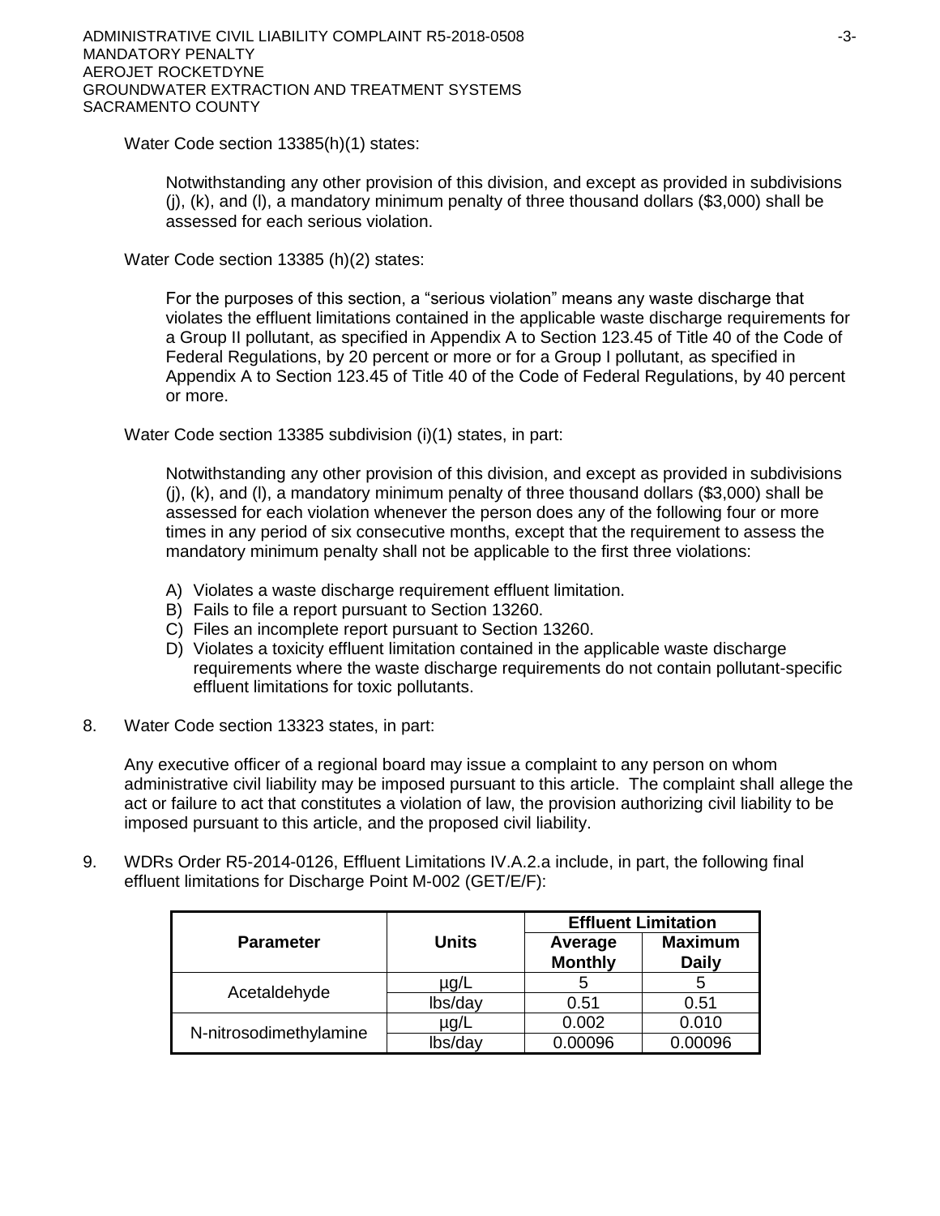Water Code section 13385(h)(1) states:

> Notwithstanding any other provision of this division, and except as provided in subdivisions (j), (k), and (l), a mandatory minimum penalty of three thousand dollars ($3,000) shall be assessed for each serious violation.

Water Code section 13385 (h)(2) states:

> For the purposes of this section, a "serious violation" means any waste discharge that violates the effluent limitations contained in the applicable waste discharge requirements for a Group II pollutant, as specified in Appendix A to Section 123.45 of Title 40 of the Code of Federal Regulations, by 20 percent or more or for a Group I pollutant, as specified in Appendix A to Section 123.45 of Title 40 of the Code of Federal Regulations, by 40 percent or more.

Water Code section 13385 subdivision (i)(1) states, in part:

> Notwithstanding any other provision of this division, and except as provided in subdivisions (j), (k), and (l), a mandatory minimum penalty of three thousand dollars ($3,000) shall be assessed for each violation whenever the person does any of the following four or more times in any period of six consecutive months, except that the requirement to assess the mandatory minimum penalty shall not be applicable to the first three violations:
>
> A) Violates a waste discharge requirement effluent limitation.
> B) Fails to file a report pursuant to Section 13260.
> C) Files an incomplete report pursuant to Section 13260.
> D) Violates a toxicity effluent limitation contained in the applicable waste discharge requirements where the waste discharge requirements do not contain pollutant-specific effluent limitations for toxic pollutants.

8. Water Code section 13323 states, in part:

   Any executive officer of a regional board may issue a complaint to any person on whom administrative civil liability may be imposed pursuant to this article. The complaint shall allege the act or failure to act that constitutes a violation of law, the provision authorizing civil liability to be imposed pursuant to this article, and the proposed civil liability.

9. WDRs Order R5-2014-0126, Effluent Limitations IV.A.2.a include, in part, the following final effluent limitations for Discharge Point M-002 (GET/E/F):

| Parameter | Units | Effluent Limitation | |
|---|---|---|---|
| | | Average Monthly | Maximum Daily |
| Acetaldehyde | µg/L | 5 | 5 |
| | lbs/day | 0.51 | 0.51 |
| N-nitrosodimethylamine | µg/L | 0.002 | 0.010 |
| | lbs/day | 0.00096 | 0.00096 |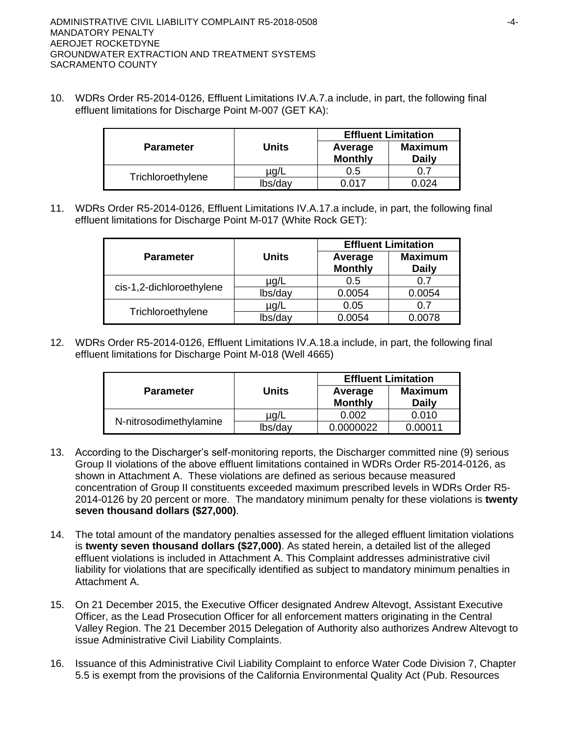10. WDRs Order R5-2014-0126, Effluent Limitations IV.A.7.a include, in part, the following final effluent limitations for Discharge Point M-007 (GET KA):

| Parameter | Units | Effluent Limitation | |
|---|---|---|---|
| | | Average Monthly | Maximum Daily |
| Trichloroethylene | µg/L | 0.5 | 0.7 |
| | lbs/day | 0.017 | 0.024 |

11. WDRs Order R5-2014-0126, Effluent Limitations IV.A.17.a include, in part, the following final effluent limitations for Discharge Point M-017 (White Rock GET):

| Parameter | Units | Effluent Limitation | |
|---|---|---|---|
| | | Average Monthly | Maximum Daily |
| cis-1,2-dichloroethylene | µg/L | 0.5 | 0.7 |
| | lbs/day | 0.0054 | 0.0054 |
| Trichloroethylene | µg/L | 0.05 | 0.7 |
| | lbs/day | 0.0054 | 0.0078 |

12. WDRs Order R5-2014-0126, Effluent Limitations IV.A.18.a include, in part, the following final effluent limitations for Discharge Point M-018 (Well 4665)

| Parameter | Units | Effluent Limitation | |
|---|---|---|---|
| | | Average Monthly | Maximum Daily |
| N-nitrosodimethylamine | µg/L | 0.002 | 0.010 |
| | lbs/day | 0.0000022 | 0.00011 |

13. According to the Discharger's self-monitoring reports, the Discharger committed nine (9) serious Group II violations of the above effluent limitations contained in WDRs Order R5-2014-0126, as shown in Attachment A. These violations are defined as serious because measured concentration of Group II constituents exceeded maximum prescribed levels in WDRs Order R5-2014-0126 by 20 percent or more. The mandatory minimum penalty for these violations is **twenty seven thousand dollars ($27,000)**.

14. The total amount of the mandatory penalties assessed for the alleged effluent limitation violations is **twenty seven thousand dollars ($27,000)**. As stated herein, a detailed list of the alleged effluent violations is included in Attachment A. This Complaint addresses administrative civil liability for violations that are specifically identified as subject to mandatory minimum penalties in Attachment A.

15. On 21 December 2015, the Executive Officer designated Andrew Altevogt, Assistant Executive Officer, as the Lead Prosecution Officer for all enforcement matters originating in the Central Valley Region. The 21 December 2015 Delegation of Authority also authorizes Andrew Altevogt to issue Administrative Civil Liability Complaints.

16. Issuance of this Administrative Civil Liability Complaint to enforce Water Code Division 7, Chapter 5.5 is exempt from the provisions of the California Environmental Quality Act (Pub. Resources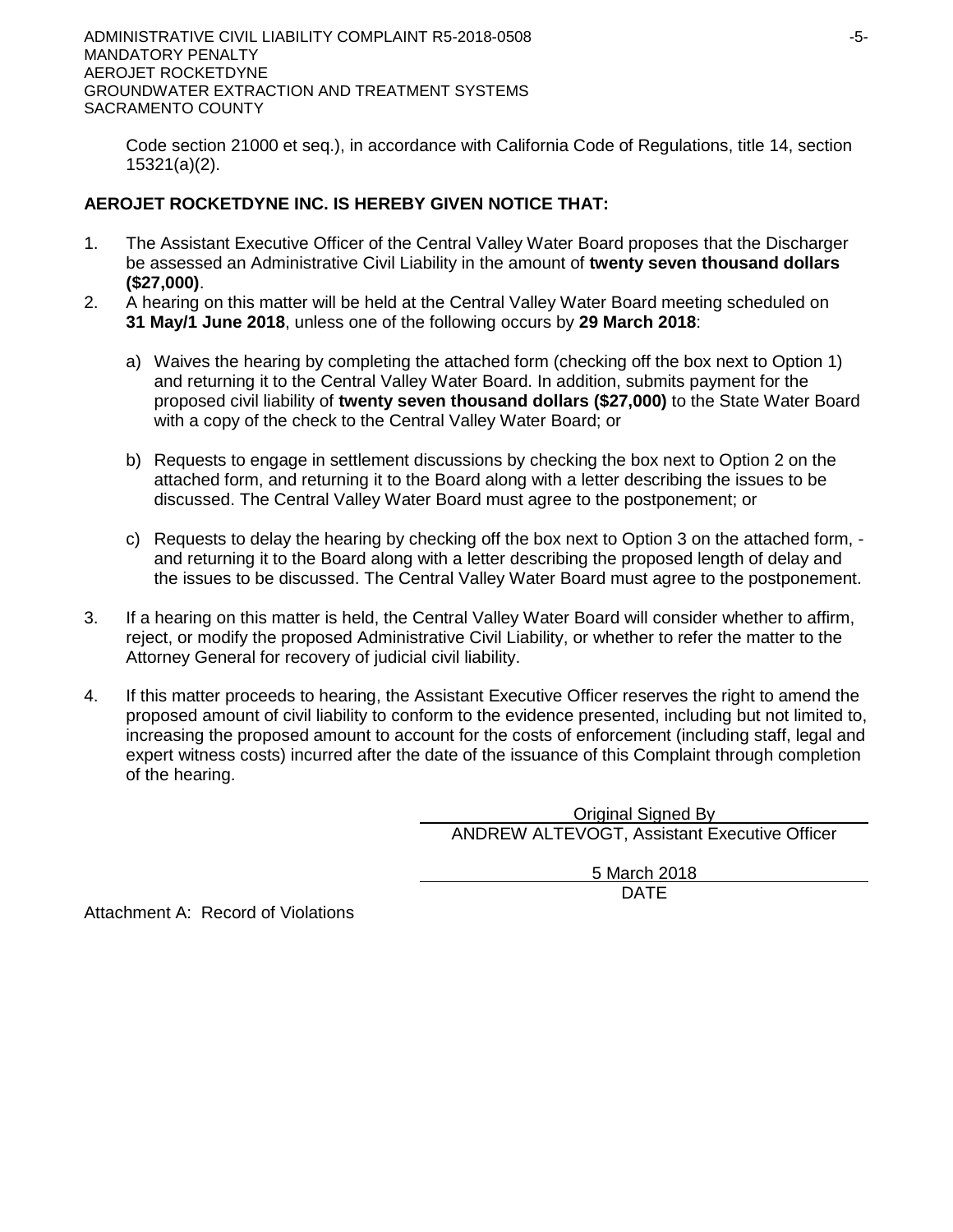Code section 21000 et seq.), in accordance with California Code of Regulations, title 14, section 15321(a)(2).

**AEROJET ROCKETDYNE INC. IS HEREBY GIVEN NOTICE THAT:**

1. The Assistant Executive Officer of the Central Valley Water Board proposes that the Discharger be assessed an Administrative Civil Liability in the amount of **twenty seven thousand dollars ($27,000)**.
2. A hearing on this matter will be held at the Central Valley Water Board meeting scheduled on **31 May/1 June 2018**, unless one of the following occurs by **29 March 2018**:

   a) Waives the hearing by completing the attached form (checking off the box next to Option 1) and returning it to the Central Valley Water Board. In addition, submits payment for the proposed civil liability of **twenty seven thousand dollars ($27,000)** to the State Water Board with a copy of the check to the Central Valley Water Board; or

   b) Requests to engage in settlement discussions by checking the box next to Option 2 on the attached form, and returning it to the Board along with a letter describing the issues to be discussed. The Central Valley Water Board must agree to the postponement; or

   c) Requests to delay the hearing by checking off the box next to Option 3 on the attached form, - and returning it to the Board along with a letter describing the proposed length of delay and the issues to be discussed. The Central Valley Water Board must agree to the postponement.

3. If a hearing on this matter is held, the Central Valley Water Board will consider whether to affirm, reject, or modify the proposed Administrative Civil Liability, or whether to refer the matter to the Attorney General for recovery of judicial civil liability.
4. If this matter proceeds to hearing, the Assistant Executive Officer reserves the right to amend the proposed amount of civil liability to conform to the evidence presented, including but not limited to, increasing the proposed amount to account for the costs of enforcement (including staff, legal and expert witness costs) incurred after the date of the issuance of this Complaint through completion of the hearing.

Original Signed By
ANDREW ALTEVOGT, Assistant Executive Officer

5 March 2018
DATE

Attachment A: Record of Violations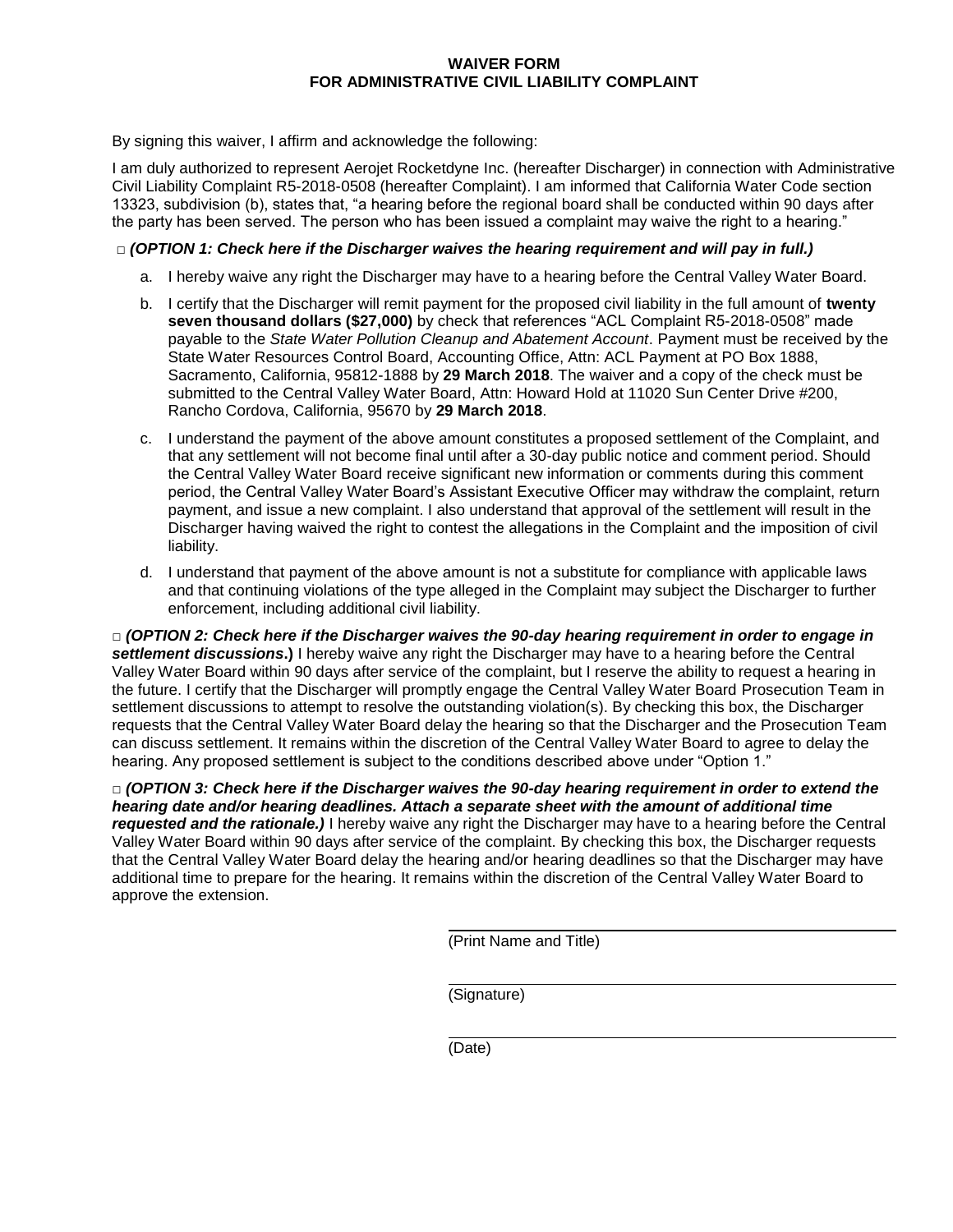# WAIVER FORM
## FOR ADMINISTRATIVE CIVIL LIABILITY COMPLAINT

By signing this waiver, I affirm and acknowledge the following:

I am duly authorized to represent Aerojet Rocketdyne Inc. (hereafter Discharger) in connection with Administrative Civil Liability Complaint R5-2018-0508 (hereafter Complaint). I am informed that California Water Code section 13323, subdivision (b), states that, "a hearing before the regional board shall be conducted within 90 days after the party has been served. The person who has been issued a complaint may waive the right to a hearing."

□ ***(OPTION 1: Check here if the Discharger waives the hearing requirement and will pay in full.)***

a. I hereby waive any right the Discharger may have to a hearing before the Central Valley Water Board.

b. I certify that the Discharger will remit payment for the proposed civil liability in the full amount of **twenty seven thousand dollars ($27,000)** by check that references "ACL Complaint R5-2018-0508" made payable to the *State Water Pollution Cleanup and Abatement Account*. Payment must be received by the State Water Resources Control Board, Accounting Office, Attn: ACL Payment at PO Box 1888, Sacramento, California, 95812-1888 by **29 March 2018**. The waiver and a copy of the check must be submitted to the Central Valley Water Board, Attn: Howard Hold at 11020 Sun Center Drive #200, Rancho Cordova, California, 95670 by **29 March 2018**.

c. I understand the payment of the above amount constitutes a proposed settlement of the Complaint, and that any settlement will not become final until after a 30-day public notice and comment period. Should the Central Valley Water Board receive significant new information or comments during this comment period, the Central Valley Water Board's Assistant Executive Officer may withdraw the complaint, return payment, and issue a new complaint. I also understand that approval of the settlement will result in the Discharger having waived the right to contest the allegations in the Complaint and the imposition of civil liability.

d. I understand that payment of the above amount is not a substitute for compliance with applicable laws and that continuing violations of the type alleged in the Complaint may subject the Discharger to further enforcement, including additional civil liability.

□ ***(OPTION 2: Check here if the Discharger waives the 90-day hearing requirement in order to engage in settlement discussions.)*** I hereby waive any right the Discharger may have to a hearing before the Central Valley Water Board within 90 days after service of the complaint, but I reserve the ability to request a hearing in the future. I certify that the Discharger will promptly engage the Central Valley Water Board Prosecution Team in settlement discussions to attempt to resolve the outstanding violation(s). By checking this box, the Discharger requests that the Central Valley Water Board delay the hearing so that the Discharger and the Prosecution Team can discuss settlement. It remains within the discretion of the Central Valley Water Board to agree to delay the hearing. Any proposed settlement is subject to the conditions described above under "Option 1."

□ ***(OPTION 3: Check here if the Discharger waives the 90-day hearing requirement in order to extend the hearing date and/or hearing deadlines. Attach a separate sheet with the amount of additional time requested and the rationale.)*** I hereby waive any right the Discharger may have to a hearing before the Central Valley Water Board within 90 days after service of the complaint. By checking this box, the Discharger requests that the Central Valley Water Board delay the hearing and/or hearing deadlines so that the Discharger may have additional time to prepare for the hearing. It remains within the discretion of the Central Valley Water Board to approve the extension.

(Print Name and Title)

(Signature)

(Date)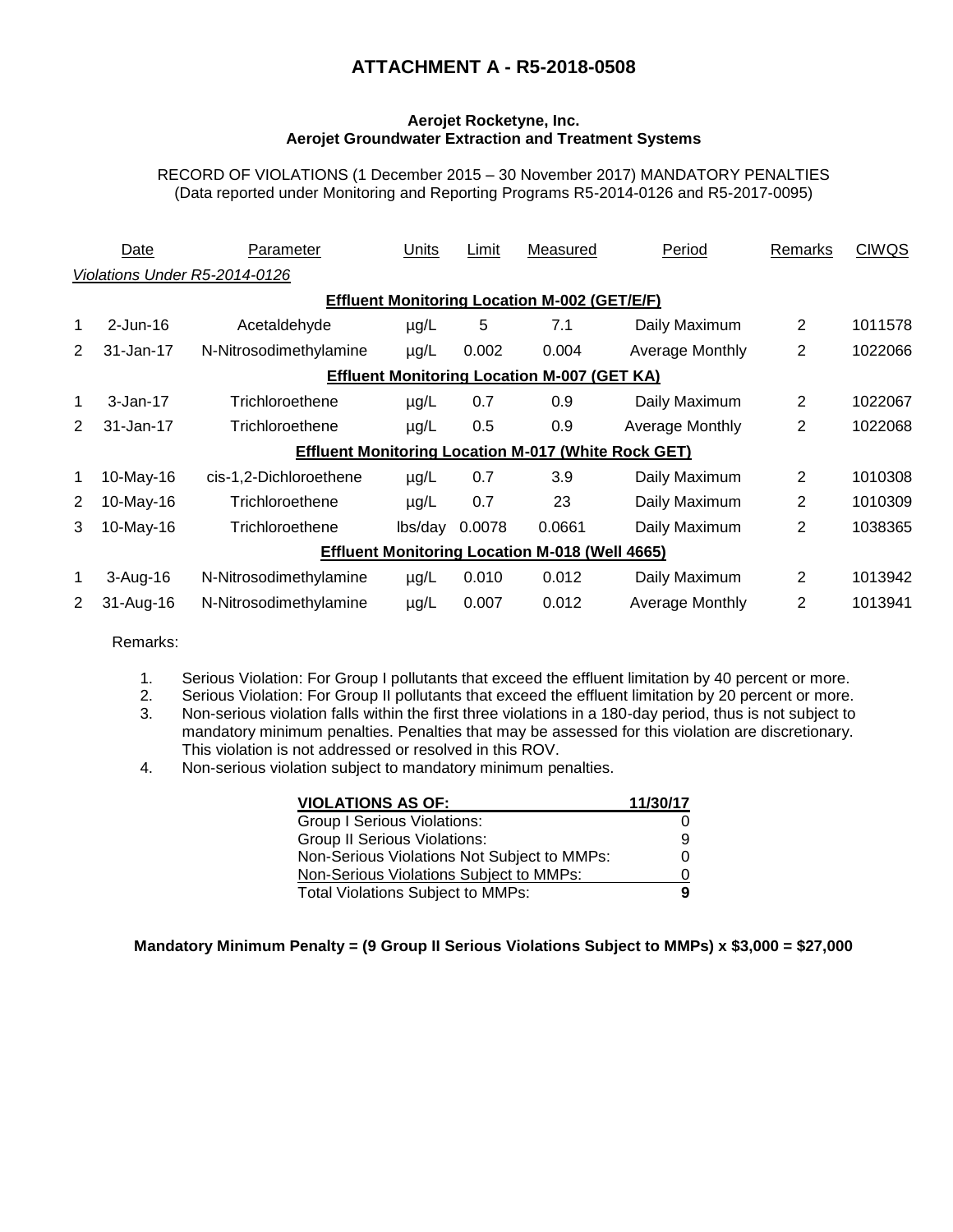# ATTACHMENT A - R5-2018-0508

**Aerojet Rocketyne, Inc.**
**Aerojet Groundwater Extraction and Treatment Systems**

RECORD OF VIOLATIONS (1 December 2015 – 30 November 2017) MANDATORY PENALTIES
(Data reported under Monitoring and Reporting Programs R5-2014-0126 and R5-2017-0095)

| | Date | Parameter | Units | Limit | Measured | Period | Remarks | CIWQS |
|---|---|---|---|---|---|---|---|---|
| *Violations Under R5-2014-0126* | | | | | | | | |
| | | | | **Effluent Monitoring Location M-002 (GET/E/F)** | | | | |
| 1 | 2-Jun-16 | Acetaldehyde | µg/L | 5 | 7.1 | Daily Maximum | 2 | 1011578 |
| 2 | 31-Jan-17 | N-Nitrosodimethylamine | µg/L | 0.002 | 0.004 | Average Monthly | 2 | 1022066 |
| | | | | **Effluent Monitoring Location M-007 (GET KA)** | | | | |
| 1 | 3-Jan-17 | Trichloroethene | µg/L | 0.7 | 0.9 | Daily Maximum | 2 | 1022067 |
| 2 | 31-Jan-17 | Trichloroethene | µg/L | 0.5 | 0.9 | Average Monthly | 2 | 1022068 |
| | | | | **Effluent Monitoring Location M-017 (White Rock GET)** | | | | |
| 1 | 10-May-16 | cis-1,2-Dichloroethene | µg/L | 0.7 | 3.9 | Daily Maximum | 2 | 1010308 |
| 2 | 10-May-16 | Trichloroethene | µg/L | 0.7 | 23 | Daily Maximum | 2 | 1010309 |
| 3 | 10-May-16 | Trichloroethene | lbs/day | 0.0078 | 0.0661 | Daily Maximum | 2 | 1038365 |
| | | | | **Effluent Monitoring Location M-018 (Well 4665)** | | | | |
| 1 | 3-Aug-16 | N-Nitrosodimethylamine | µg/L | 0.010 | 0.012 | Daily Maximum | 2 | 1013942 |
| 2 | 31-Aug-16 | N-Nitrosodimethylamine | µg/L | 0.007 | 0.012 | Average Monthly | 2 | 1013941 |

Remarks:

1. Serious Violation: For Group I pollutants that exceed the effluent limitation by 40 percent or more.
2. Serious Violation: For Group II pollutants that exceed the effluent limitation by 20 percent or more.
3. Non-serious violation falls within the first three violations in a 180-day period, thus is not subject to mandatory minimum penalties. Penalties that may be assessed for this violation are discretionary. This violation is not addressed or resolved in this ROV.
4. Non-serious violation subject to mandatory minimum penalties.

| **VIOLATIONS AS OF:** | **11/30/17** |
|---|---|
| Group I Serious Violations: | 0 |
| Group II Serious Violations: | 9 |
| Non-Serious Violations Not Subject to MMPs: | 0 |
| Non-Serious Violations Subject to MMPs: | 0 |
| Total Violations Subject to MMPs: | **9** |

**Mandatory Minimum Penalty = (9 Group II Serious Violations Subject to MMPs) x $3,000 = $27,000**